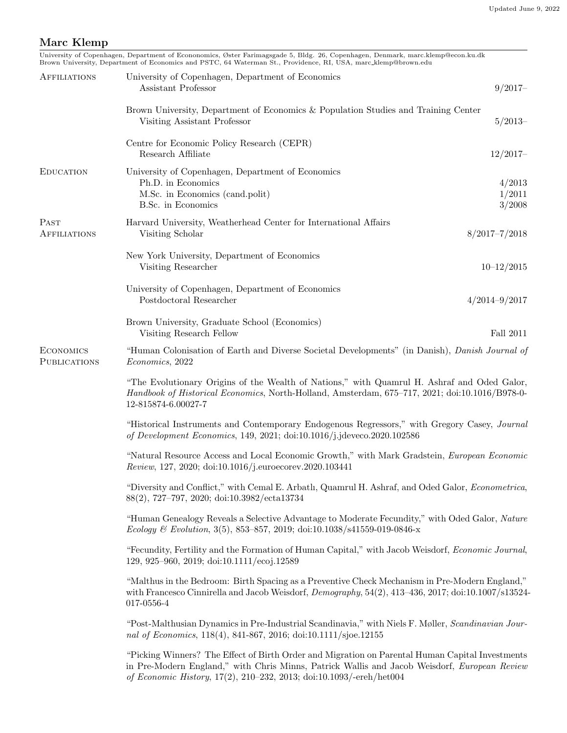Updated June 9, 2022

# Marc Klemp

University of Copenhagen, Department of Econonomics, Øster Farimagsgade 5, Bldg. 26, Copenhagen, Denmark, marc.klemp@econ.ku.dk
Brown University, Department of Economics and PSTC, 64 Waterman St., Providence, RI, USA, marc_klemp@brown.edu

## Affiliations

University of Copenhagen, Department of Economics
Assistant Professor — 9/2017–

Brown University, Department of Economics & Population Studies and Training Center
Visiting Assistant Professor — 5/2013–

Centre for Economic Policy Research (CEPR)
Research Affiliate — 12/2017–

## Education

University of Copenhagen, Department of Economics
Ph.D. in Economics — 4/2013
M.Sc. in Economics (cand.polit) — 1/2011
B.Sc. in Economics — 3/2008

## Past Affiliations

Harvard University, Weatherhead Center for International Affairs
Visiting Scholar — 8/2017–7/2018

New York University, Department of Economics
Visiting Researcher — 10–12/2015

University of Copenhagen, Department of Economics
Postdoctoral Researcher — 4/2014–9/2017

Brown University, Graduate School (Economics)
Visiting Research Fellow — Fall 2011

## Economics Publications

"Human Colonisation of Earth and Diverse Societal Developments" (in Danish), *Danish Journal of Economics*, 2022

"The Evolutionary Origins of the Wealth of Nations," with Quamrul H. Ashraf and Oded Galor, *Handbook of Historical Economics*, North-Holland, Amsterdam, 675–717, 2021; doi:10.1016/B978-0-12-815874-6.00027-7

"Historical Instruments and Contemporary Endogenous Regressors," with Gregory Casey, *Journal of Development Economics*, 149, 2021; doi:10.1016/j.jdeveco.2020.102586

"Natural Resource Access and Local Economic Growth," with Mark Gradstein, *European Economic Review*, 127, 2020; doi:10.1016/j.euroecorev.2020.103441

"Diversity and Conflict," with Cemal E. Arbatlı, Quamrul H. Ashraf, and Oded Galor, *Econometrica*, 88(2), 727–797, 2020; doi:10.3982/ecta13734

"Human Genealogy Reveals a Selective Advantage to Moderate Fecundity," with Oded Galor, *Nature Ecology & Evolution*, 3(5), 853–857, 2019; doi:10.1038/s41559-019-0846-x

"Fecundity, Fertility and the Formation of Human Capital," with Jacob Weisdorf, *Economic Journal*, 129, 925–960, 2019; doi:10.1111/ecoj.12589

"Malthus in the Bedroom: Birth Spacing as a Preventive Check Mechanism in Pre-Modern England," with Francesco Cinnirella and Jacob Weisdorf, *Demography*, 54(2), 413–436, 2017; doi:10.1007/s13524-017-0556-4

"Post-Malthusian Dynamics in Pre-Industrial Scandinavia," with Niels F. Møller, *Scandinavian Journal of Economics*, 118(4), 841-867, 2016; doi:10.1111/sjoe.12155

"Picking Winners? The Effect of Birth Order and Migration on Parental Human Capital Investments in Pre-Modern England," with Chris Minns, Patrick Wallis and Jacob Weisdorf, *European Review of Economic History*, 17(2), 210–232, 2013; doi:10.1093/-ereh/het004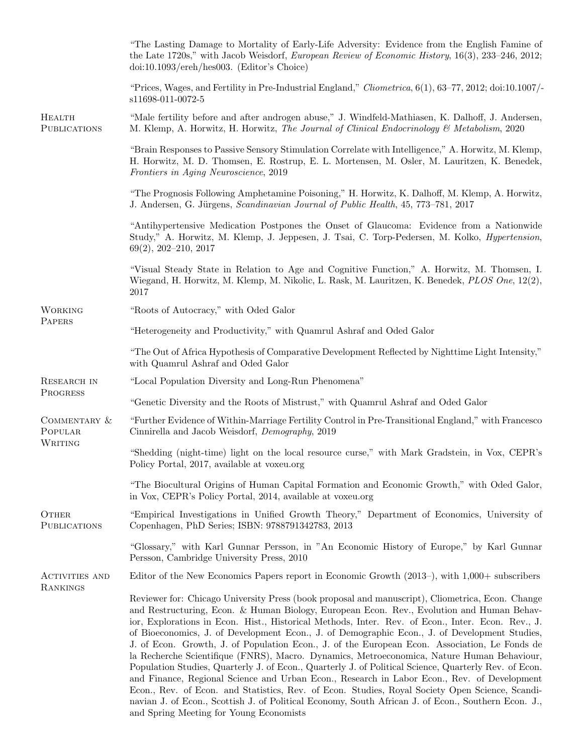"The Lasting Damage to Mortality of Early-Life Adversity: Evidence from the English Famine of the Late 1720s," with Jacob Weisdorf, *European Review of Economic History*, 16(3), 233–246, 2012; doi:10.1093/ereh/hes003. (Editor's Choice)

"Prices, Wages, and Fertility in Pre-Industrial England," *Cliometrica*, 6(1), 63–77, 2012; doi:10.1007/-s11698-011-0072-5

## Health Publications

"Male fertility before and after androgen abuse," J. Windfeld-Mathiasen, K. Dalhoff, J. Andersen, M. Klemp, A. Horwitz, H. Horwitz, *The Journal of Clinical Endocrinology & Metabolism*, 2020

"Brain Responses to Passive Sensory Stimulation Correlate with Intelligence," A. Horwitz, M. Klemp, H. Horwitz, M. D. Thomsen, E. Rostrup, E. L. Mortensen, M. Osler, M. Lauritzen, K. Benedek, *Frontiers in Aging Neuroscience*, 2019

"The Prognosis Following Amphetamine Poisoning," H. Horwitz, K. Dalhoff, M. Klemp, A. Horwitz, J. Andersen, G. Jürgens, *Scandinavian Journal of Public Health*, 45, 773–781, 2017

"Antihypertensive Medication Postpones the Onset of Glaucoma: Evidence from a Nationwide Study," A. Horwitz, M. Klemp, J. Jeppesen, J. Tsai, C. Torp-Pedersen, M. Kolko, *Hypertension*, 69(2), 202–210, 2017

"Visual Steady State in Relation to Age and Cognitive Function," A. Horwitz, M. Thomsen, I. Wiegand, H. Horwitz, M. Klemp, M. Nikolic, L. Rask, M. Lauritzen, K. Benedek, *PLOS One*, 12(2), 2017

## Working Papers

"Roots of Autocracy," with Oded Galor

"Heterogeneity and Productivity," with Quamrul Ashraf and Oded Galor

"The Out of Africa Hypothesis of Comparative Development Reflected by Nighttime Light Intensity," with Quamrul Ashraf and Oded Galor

## Research in Progress

"Local Population Diversity and Long-Run Phenomena"

"Genetic Diversity and the Roots of Mistrust," with Quamrul Ashraf and Oded Galor

## Commentary & Popular Writing

"Further Evidence of Within-Marriage Fertility Control in Pre-Transitional England," with Francesco Cinnirella and Jacob Weisdorf, *Demography*, 2019

"Shedding (night-time) light on the local resource curse," with Mark Gradstein, in Vox, CEPR's Policy Portal, 2017, available at voxeu.org

"The Biocultural Origins of Human Capital Formation and Economic Growth," with Oded Galor, in Vox, CEPR's Policy Portal, 2014, available at voxeu.org

## Other Publications

"Empirical Investigations in Unified Growth Theory," Department of Economics, University of Copenhagen, PhD Series; ISBN: 9788791342783, 2013

"Glossary," with Karl Gunnar Persson, in "An Economic History of Europe," by Karl Gunnar Persson, Cambridge University Press, 2010

## Activities and Rankings

Editor of the New Economics Papers report in Economic Growth (2013–), with 1,000+ subscribers

Reviewer for: Chicago University Press (book proposal and manuscript), Cliometrica, Econ. Change and Restructuring, Econ. & Human Biology, European Econ. Rev., Evolution and Human Behavior, Explorations in Econ. Hist., Historical Methods, Inter. Rev. of Econ., Inter. Econ. Rev., J. of Bioeconomics, J. of Development Econ., J. of Demographic Econ., J. of Development Studies, J. of Econ. Growth, J. of Population Econ., J. of the European Econ. Association, Le Fonds de la Recherche Scientifique (FNRS), Macro. Dynamics, Metroeconomica, Nature Human Behaviour, Population Studies, Quarterly J. of Econ., Quarterly J. of Political Science, Quarterly Rev. of Econ. and Finance, Regional Science and Urban Econ., Research in Labor Econ., Rev. of Development Econ., Rev. of Econ. and Statistics, Rev. of Econ. Studies, Royal Society Open Science, Scandinavian J. of Econ., Scottish J. of Political Economy, South African J. of Econ., Southern Econ. J., and Spring Meeting for Young Economists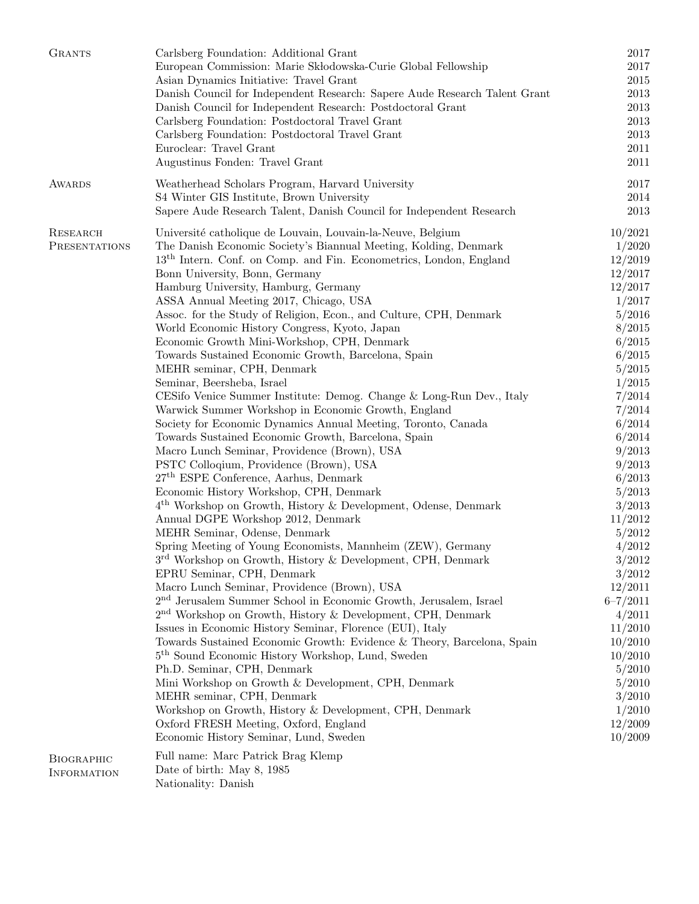## Grants

| | |
|---|---|
| Carlsberg Foundation: Additional Grant | 2017 |
| European Commission: Marie Skłodowska-Curie Global Fellowship | 2017 |
| Asian Dynamics Initiative: Travel Grant | 2015 |
| Danish Council for Independent Research: Sapere Aude Research Talent Grant | 2013 |
| Danish Council for Independent Research: Postdoctoral Grant | 2013 |
| Carlsberg Foundation: Postdoctoral Travel Grant | 2013 |
| Carlsberg Foundation: Postdoctoral Travel Grant | 2013 |
| Euroclear: Travel Grant | 2011 |
| Augustinus Fonden: Travel Grant | 2011 |

## Awards

| | |
|---|---|
| Weatherhead Scholars Program, Harvard University | 2017 |
| S4 Winter GIS Institute, Brown University | 2014 |
| Sapere Aude Research Talent, Danish Council for Independent Research | 2013 |

## Research Presentations

| | |
|---|---|
| Université catholique de Louvain, Louvain-la-Neuve, Belgium | 10/2021 |
| The Danish Economic Society's Biannual Meeting, Kolding, Denmark | 1/2020 |
| 13th Intern. Conf. on Comp. and Fin. Econometrics, London, England | 12/2019 |
| Bonn University, Bonn, Germany | 12/2017 |
| Hamburg University, Hamburg, Germany | 12/2017 |
| ASSA Annual Meeting 2017, Chicago, USA | 1/2017 |
| Assoc. for the Study of Religion, Econ., and Culture, CPH, Denmark | 5/2016 |
| World Economic History Congress, Kyoto, Japan | 8/2015 |
| Economic Growth Mini-Workshop, CPH, Denmark | 6/2015 |
| Towards Sustained Economic Growth, Barcelona, Spain | 6/2015 |
| MEHR seminar, CPH, Denmark | 5/2015 |
| Seminar, Beersheba, Israel | 1/2015 |
| CESifo Venice Summer Institute: Demog. Change & Long-Run Dev., Italy | 7/2014 |
| Warwick Summer Workshop in Economic Growth, England | 7/2014 |
| Society for Economic Dynamics Annual Meeting, Toronto, Canada | 6/2014 |
| Towards Sustained Economic Growth, Barcelona, Spain | 6/2014 |
| Macro Lunch Seminar, Providence (Brown), USA | 9/2013 |
| PSTC Colloqium, Providence (Brown), USA | 9/2013 |
| 27th ESPE Conference, Aarhus, Denmark | 6/2013 |
| Economic History Workshop, CPH, Denmark | 5/2013 |
| 4th Workshop on Growth, History & Development, Odense, Denmark | 3/2013 |
| Annual DGPE Workshop 2012, Denmark | 11/2012 |
| MEHR Seminar, Odense, Denmark | 5/2012 |
| Spring Meeting of Young Economists, Mannheim (ZEW), Germany | 4/2012 |
| 3rd Workshop on Growth, History & Development, CPH, Denmark | 3/2012 |
| EPRU Seminar, CPH, Denmark | 3/2012 |
| Macro Lunch Seminar, Providence (Brown), USA | 12/2011 |
| 2nd Jerusalem Summer School in Economic Growth, Jerusalem, Israel | 6–7/2011 |
| 2nd Workshop on Growth, History & Development, CPH, Denmark | 4/2011 |
| Issues in Economic History Seminar, Florence (EUI), Italy | 11/2010 |
| Towards Sustained Economic Growth: Evidence & Theory, Barcelona, Spain | 10/2010 |
| 5th Sound Economic History Workshop, Lund, Sweden | 10/2010 |
| Ph.D. Seminar, CPH, Denmark | 5/2010 |
| Mini Workshop on Growth & Development, CPH, Denmark | 5/2010 |
| MEHR seminar, CPH, Denmark | 3/2010 |
| Workshop on Growth, History & Development, CPH, Denmark | 1/2010 |
| Oxford FRESH Meeting, Oxford, England | 12/2009 |
| Economic History Seminar, Lund, Sweden | 10/2009 |

## Biographic Information

Full name: Marc Patrick Brag Klemp
Date of birth: May 8, 1985
Nationality: Danish